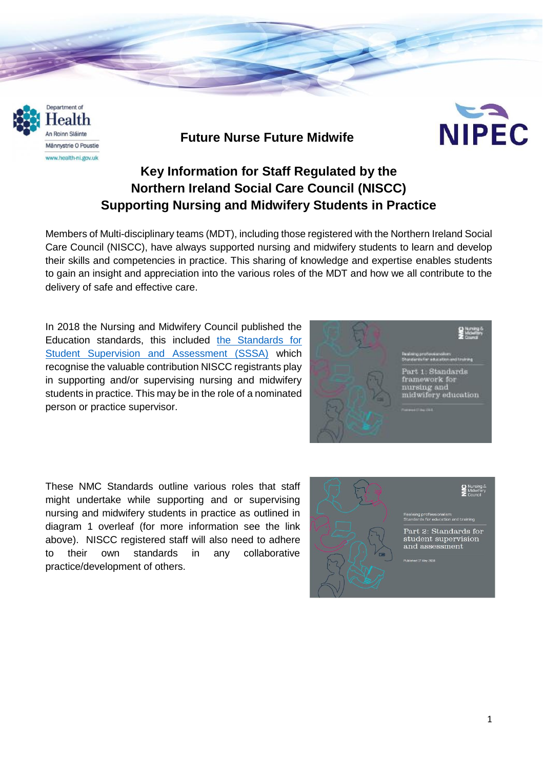Future Nurse Future Midwife

# Key Information for Staff Regulated by the Northern Ireland Social Care Council (NISCC) Supporting Nursing and Midwifery Students in Practice

Members of Multi-disciplinary teams (MDT), including those registered with the Northern Ireland Social Care Council (NISCC), have always supported nursing and midwifery students to learn and develop their skills and competencies in practice. This sharing of knowledge and expertise enables students to gain an insight and appreciation into the various roles of the MDT and how we all contribute to the delivery of safe and effective care.

In 2018 the Nursing and Midwifery Council published the Education standards, this included the Standards for Student Supervision and Assessment (SSSA) which recognise the valuable contribution NISCC registrants play in supporting and/or supervising nursing and midwifery students in practice. This may be in the role of a nominated person or practice supervisor.

These NMC Standards outline various roles that staff might undertake while supporting and or supervising nursing and midwifery students in practice as outlined in diagram 1 overleaf (for more information see the link above). NISCC registered staff will also need to adhere to their own standards in any collaborative practice/development of others.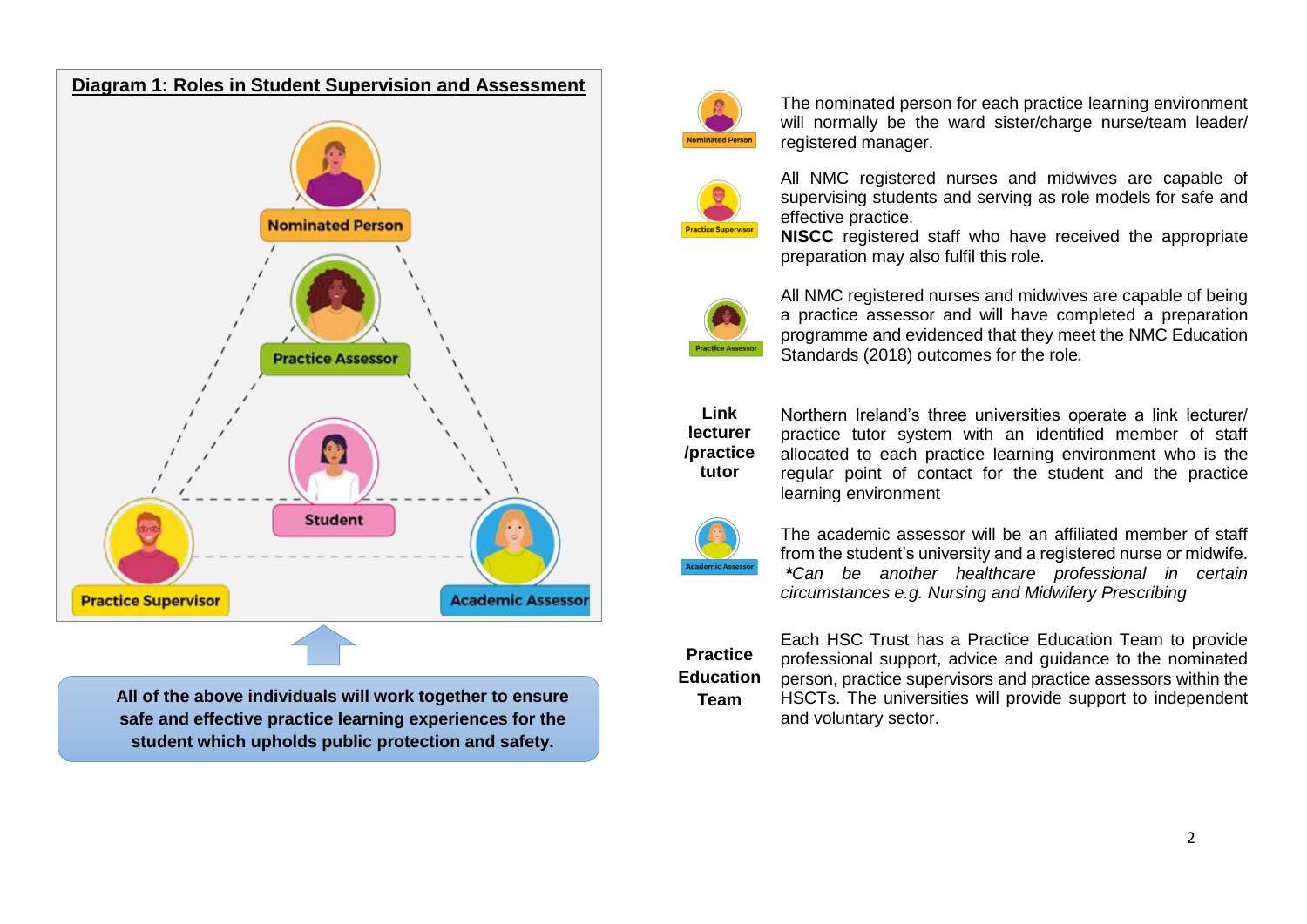## Diagram 1: Roles in Student Supervision and Assessment

Nominated Person

Practice Assessor

Student

Practice Supervisor

Academic Assessor

**All of the above individuals will work together to ensure safe and effective practice learning experiences for the student which upholds public protection and safety.**

**Nominated Person**: The nominated person for each practice learning environment will normally be the ward sister/charge nurse/team leader/ registered manager.

**Practice Supervisor**: All NMC registered nurses and midwives are capable of supervising students and serving as role models for safe and effective practice.
**NISCC** registered staff who have received the appropriate preparation may also fulfil this role.

**Practice Assessor**: All NMC registered nurses and midwives are capable of being a practice assessor and will have completed a preparation programme and evidenced that they meet the NMC Education Standards (2018) outcomes for the role.

**Link lecturer /practice tutor**: Northern Ireland's three universities operate a link lecturer/ practice tutor system with an identified member of staff allocated to each practice learning environment who is the regular point of contact for the student and the practice learning environment

**Academic Assessor**: The academic assessor will be an affiliated member of staff from the student's university and a registered nurse or midwife. ***Can be another healthcare professional in certain circumstances e.g. Nursing and Midwifery Prescribing***

**Practice Education Team**: Each HSC Trust has a Practice Education Team to provide professional support, advice and guidance to the nominated person, practice supervisors and practice assessors within the HSCTs. The universities will provide support to independent and voluntary sector.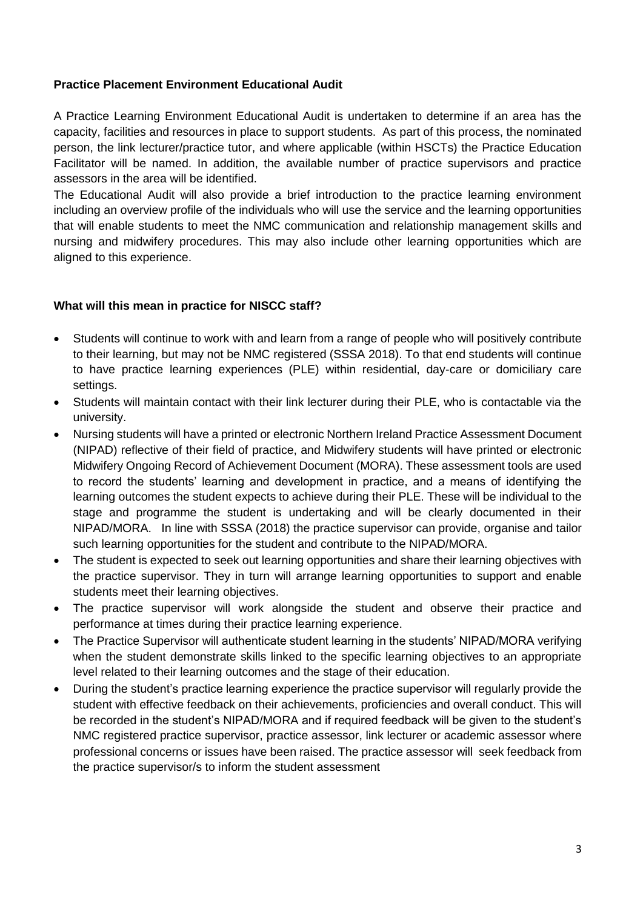**Practice Placement Environment Educational Audit**

A Practice Learning Environment Educational Audit is undertaken to determine if an area has the capacity, facilities and resources in place to support students. As part of this process, the nominated person, the link lecturer/practice tutor, and where applicable (within HSCTs) the Practice Education Facilitator will be named. In addition, the available number of practice supervisors and practice assessors in the area will be identified.

The Educational Audit will also provide a brief introduction to the practice learning environment including an overview profile of the individuals who will use the service and the learning opportunities that will enable students to meet the NMC communication and relationship management skills and nursing and midwifery procedures. This may also include other learning opportunities which are aligned to this experience.

**What will this mean in practice for NISCC staff?**

- Students will continue to work with and learn from a range of people who will positively contribute to their learning, but may not be NMC registered (SSSA 2018). To that end students will continue to have practice learning experiences (PLE) within residential, day-care or domiciliary care settings.
- Students will maintain contact with their link lecturer during their PLE, who is contactable via the university.
- Nursing students will have a printed or electronic Northern Ireland Practice Assessment Document (NIPAD) reflective of their field of practice, and Midwifery students will have printed or electronic Midwifery Ongoing Record of Achievement Document (MORA). These assessment tools are used to record the students' learning and development in practice, and a means of identifying the learning outcomes the student expects to achieve during their PLE. These will be individual to the stage and programme the student is undertaking and will be clearly documented in their NIPAD/MORA. In line with SSSA (2018) the practice supervisor can provide, organise and tailor such learning opportunities for the student and contribute to the NIPAD/MORA.
- The student is expected to seek out learning opportunities and share their learning objectives with the practice supervisor. They in turn will arrange learning opportunities to support and enable students meet their learning objectives.
- The practice supervisor will work alongside the student and observe their practice and performance at times during their practice learning experience.
- The Practice Supervisor will authenticate student learning in the students' NIPAD/MORA verifying when the student demonstrate skills linked to the specific learning objectives to an appropriate level related to their learning outcomes and the stage of their education.
- During the student's practice learning experience the practice supervisor will regularly provide the student with effective feedback on their achievements, proficiencies and overall conduct. This will be recorded in the student's NIPAD/MORA and if required feedback will be given to the student's NMC registered practice supervisor, practice assessor, link lecturer or academic assessor where professional concerns or issues have been raised. The practice assessor will seek feedback from the practice supervisor/s to inform the student assessment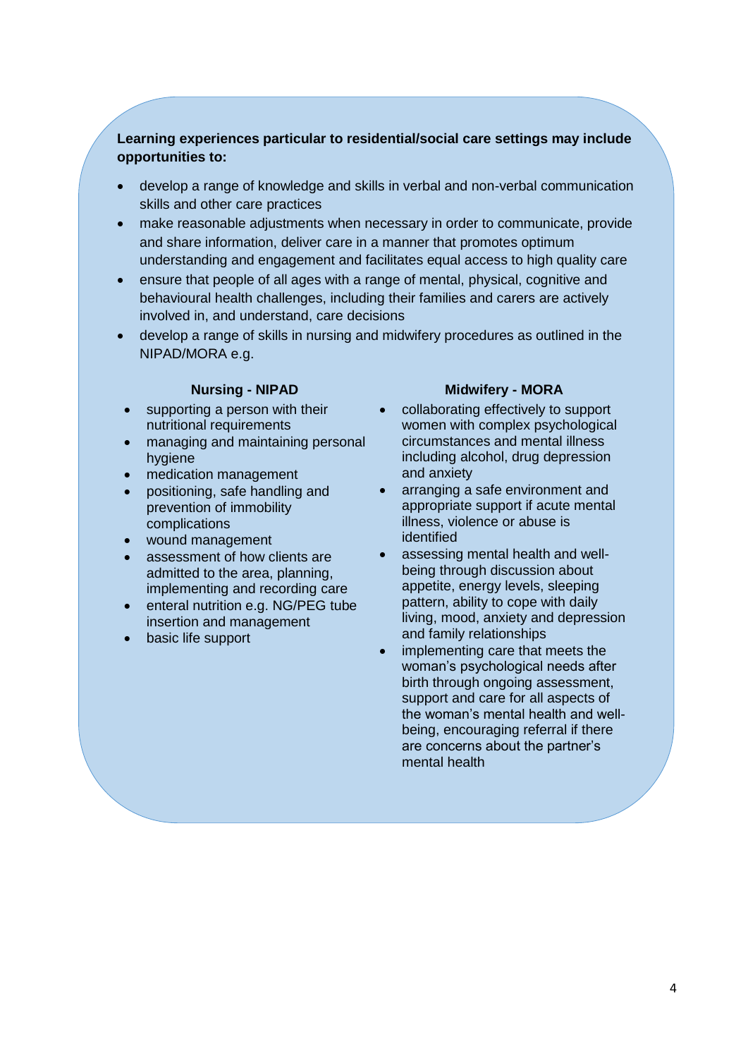**Learning experiences particular to residential/social care settings may include opportunities to:**

- develop a range of knowledge and skills in verbal and non-verbal communication skills and other care practices
- make reasonable adjustments when necessary in order to communicate, provide and share information, deliver care in a manner that promotes optimum understanding and engagement and facilitates equal access to high quality care
- ensure that people of all ages with a range of mental, physical, cognitive and behavioural health challenges, including their families and carers are actively involved in, and understand, care decisions
- develop a range of skills in nursing and midwifery procedures as outlined in the NIPAD/MORA e.g.

**Nursing - NIPAD**

- supporting a person with their nutritional requirements
- managing and maintaining personal hygiene
- medication management
- positioning, safe handling and prevention of immobility complications
- wound management
- assessment of how clients are admitted to the area, planning, implementing and recording care
- enteral nutrition e.g. NG/PEG tube insertion and management
- basic life support

**Midwifery - MORA**

- collaborating effectively to support women with complex psychological circumstances and mental illness including alcohol, drug depression and anxiety
- arranging a safe environment and appropriate support if acute mental illness, violence or abuse is identified
- assessing mental health and well-being through discussion about appetite, energy levels, sleeping pattern, ability to cope with daily living, mood, anxiety and depression and family relationships
- implementing care that meets the woman's psychological needs after birth through ongoing assessment, support and care for all aspects of the woman's mental health and well-being, encouraging referral if there are concerns about the partner's mental health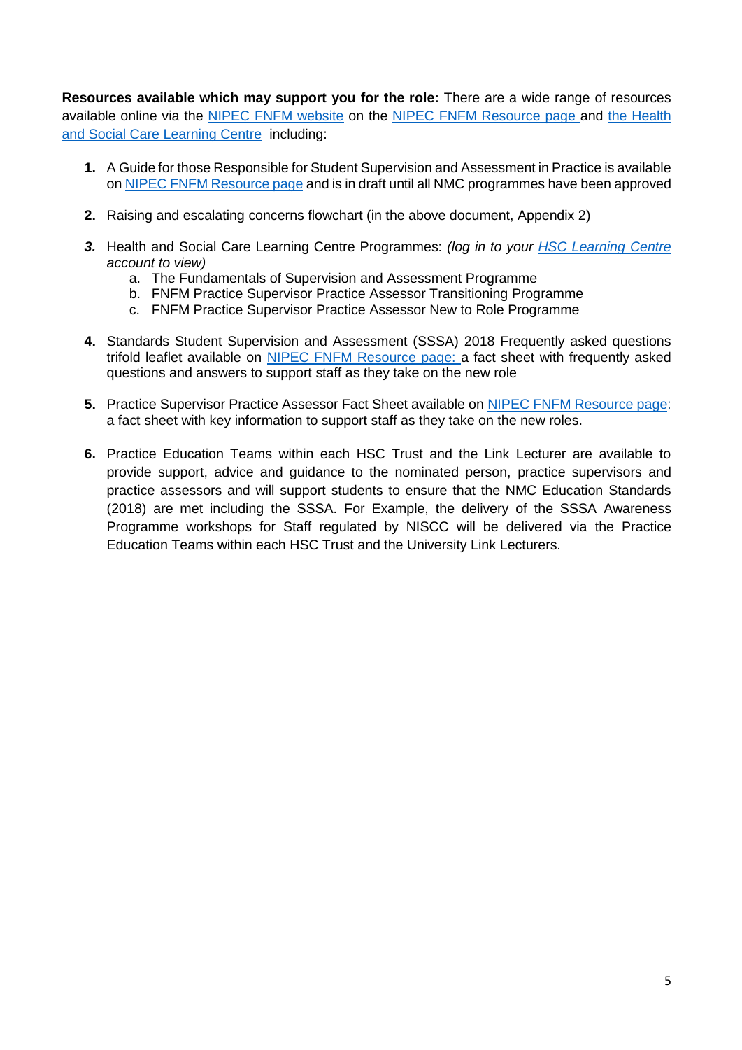**Resources available which may support you for the role:** There are a wide range of resources available online via the NIPEC FNFM website on the NIPEC FNFM Resource page and the Health and Social Care Learning Centre including:

1. A Guide for those Responsible for Student Supervision and Assessment in Practice is available on NIPEC FNFM Resource page and is in draft until all NMC programmes have been approved

2. Raising and escalating concerns flowchart (in the above document, Appendix 2)

3. Health and Social Care Learning Centre Programmes: *(log in to your HSC Learning Centre account to view)*
   a. The Fundamentals of Supervision and Assessment Programme
   b. FNFM Practice Supervisor Practice Assessor Transitioning Programme
   c. FNFM Practice Supervisor Practice Assessor New to Role Programme

4. Standards Student Supervision and Assessment (SSSA) 2018 Frequently asked questions trifold leaflet available on NIPEC FNFM Resource page: a fact sheet with frequently asked questions and answers to support staff as they take on the new role

5. Practice Supervisor Practice Assessor Fact Sheet available on NIPEC FNFM Resource page: a fact sheet with key information to support staff as they take on the new roles.

6. Practice Education Teams within each HSC Trust and the Link Lecturer are available to provide support, advice and guidance to the nominated person, practice supervisors and practice assessors and will support students to ensure that the NMC Education Standards (2018) are met including the SSSA. For Example, the delivery of the SSSA Awareness Programme workshops for Staff regulated by NISCC will be delivered via the Practice Education Teams within each HSC Trust and the University Link Lecturers.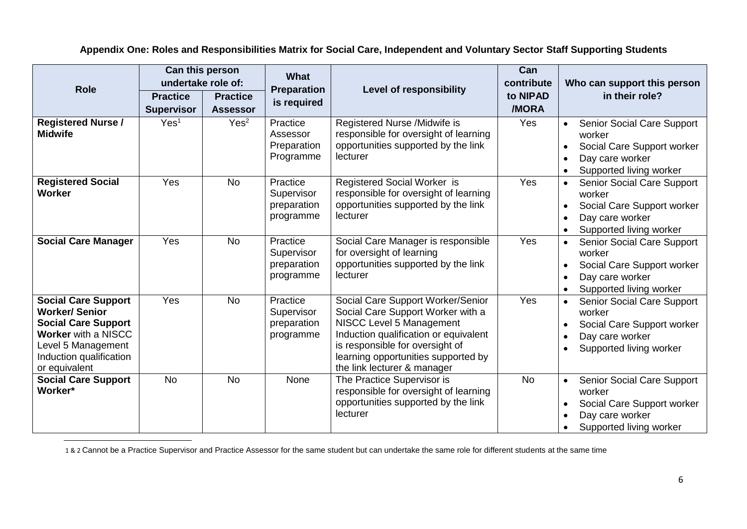**Appendix One: Roles and Responsibilities Matrix for Social Care, Independent and Voluntary Sector Staff Supporting Students**

| Role | Can this person undertake role of: | | What Preparation is required | Level of responsibility | Can contribute to NIPAD /MORA | Who can support this person in their role? |
|---|---|---|---|---|---|---|
| | Practice Supervisor | Practice Assessor | | | | |
| **Registered Nurse / Midwife** | Yes[1] | Yes[2] | Practice Assessor Preparation Programme | Registered Nurse /Midwife is responsible for oversight of learning opportunities supported by the link lecturer | Yes | • Senior Social Care Support worker<br>• Social Care Support worker<br>• Day care worker<br>• Supported living worker |
| **Registered Social Worker** | Yes | No | Practice Supervisor preparation programme | Registered Social Worker is responsible for oversight of learning opportunities supported by the link lecturer | Yes | • Senior Social Care Support worker<br>• Social Care Support worker<br>• Day care worker<br>• Supported living worker |
| **Social Care Manager** | Yes | No | Practice Supervisor preparation programme | Social Care Manager is responsible for oversight of learning opportunities supported by the link lecturer | Yes | • Senior Social Care Support worker<br>• Social Care Support worker<br>• Day care worker<br>• Supported living worker |
| **Social Care Support Worker/ Senior Social Care Support Worker** with a NISCC Level 5 Management Induction qualification or equivalent | Yes | No | Practice Supervisor preparation programme | Social Care Support Worker/Senior Social Care Support Worker with a NISCC Level 5 Management Induction qualification or equivalent is responsible for oversight of learning opportunities supported by the link lecturer & manager | Yes | • Senior Social Care Support worker<br>• Social Care Support worker<br>• Day care worker<br>• Supported living worker |
| **Social Care Support Worker*** | No | No | None | The Practice Supervisor is responsible for oversight of learning opportunities supported by the link lecturer | No | • Senior Social Care Support worker<br>• Social Care Support worker<br>• Day care worker<br>• Supported living worker |

1 & 2 Cannot be a Practice Supervisor and Practice Assessor for the same student but can undertake the same role for different students at the same time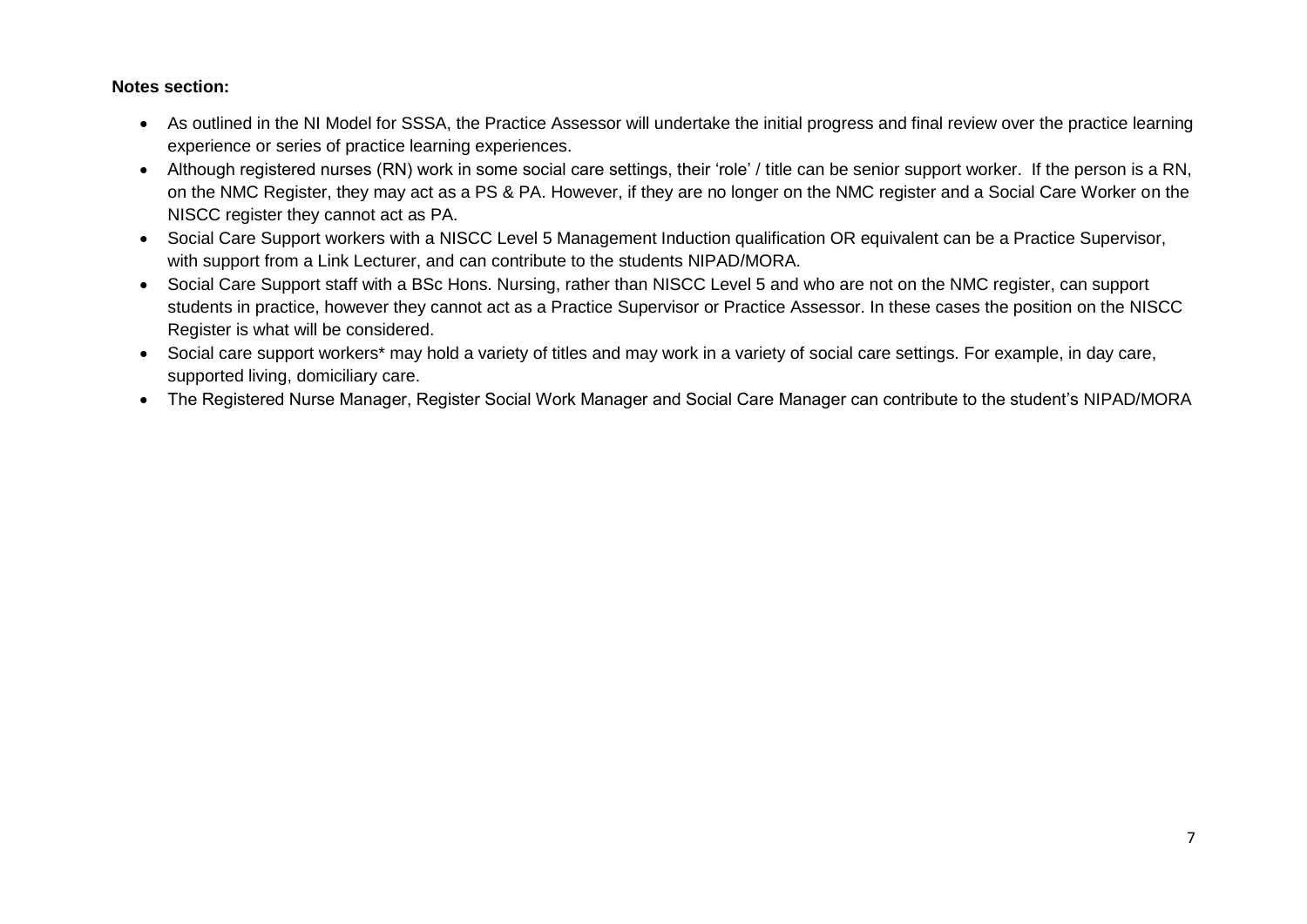**Notes section:**

- As outlined in the NI Model for SSSA, the Practice Assessor will undertake the initial progress and final review over the practice learning experience or series of practice learning experiences.
- Although registered nurses (RN) work in some social care settings, their 'role' / title can be senior support worker. If the person is a RN, on the NMC Register, they may act as a PS & PA. However, if they are no longer on the NMC register and a Social Care Worker on the NISCC register they cannot act as PA.
- Social Care Support workers with a NISCC Level 5 Management Induction qualification OR equivalent can be a Practice Supervisor, with support from a Link Lecturer, and can contribute to the students NIPAD/MORA.
- Social Care Support staff with a BSc Hons. Nursing, rather than NISCC Level 5 and who are not on the NMC register, can support students in practice, however they cannot act as a Practice Supervisor or Practice Assessor. In these cases the position on the NISCC Register is what will be considered.
- Social care support workers* may hold a variety of titles and may work in a variety of social care settings. For example, in day care, supported living, domiciliary care.
- The Registered Nurse Manager, Register Social Work Manager and Social Care Manager can contribute to the student's NIPAD/MORA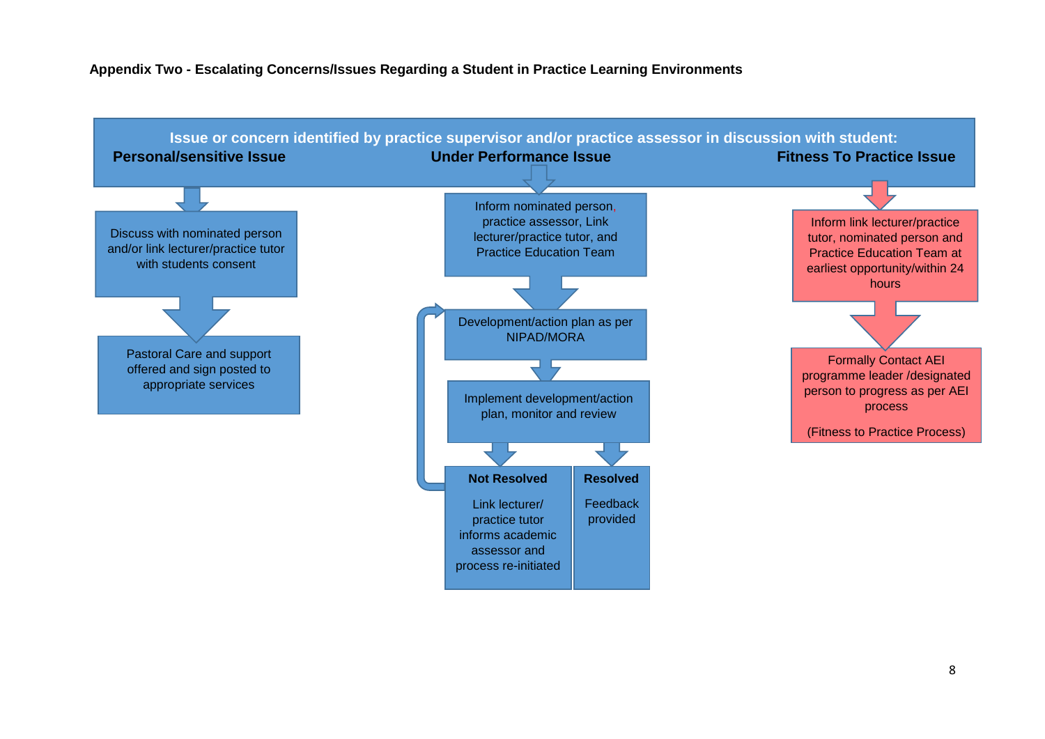**Appendix Two - Escalating Concerns/Issues Regarding a Student in Practice Learning Environments**

**Issue or concern identified by practice supervisor and/or practice assessor in discussion with student:**

**Personal/sensitive Issue**

Discuss with nominated person and/or link lecturer/practice tutor with students consent

Pastoral Care and support offered and sign posted to appropriate services

**Under Performance Issue**

Inform nominated person, practice assessor, Link lecturer/practice tutor, and Practice Education Team

Development/action plan as per NIPAD/MORA

Implement development/action plan, monitor and review

**Not Resolved**

Link lecturer/ practice tutor informs academic assessor and process re-initiated

**Resolved**

Feedback provided

**Fitness To Practice Issue**

Inform link lecturer/practice tutor, nominated person and Practice Education Team at earliest opportunity/within 24 hours

Formally Contact AEI programme leader /designated person to progress as per AEI process

(Fitness to Practice Process)